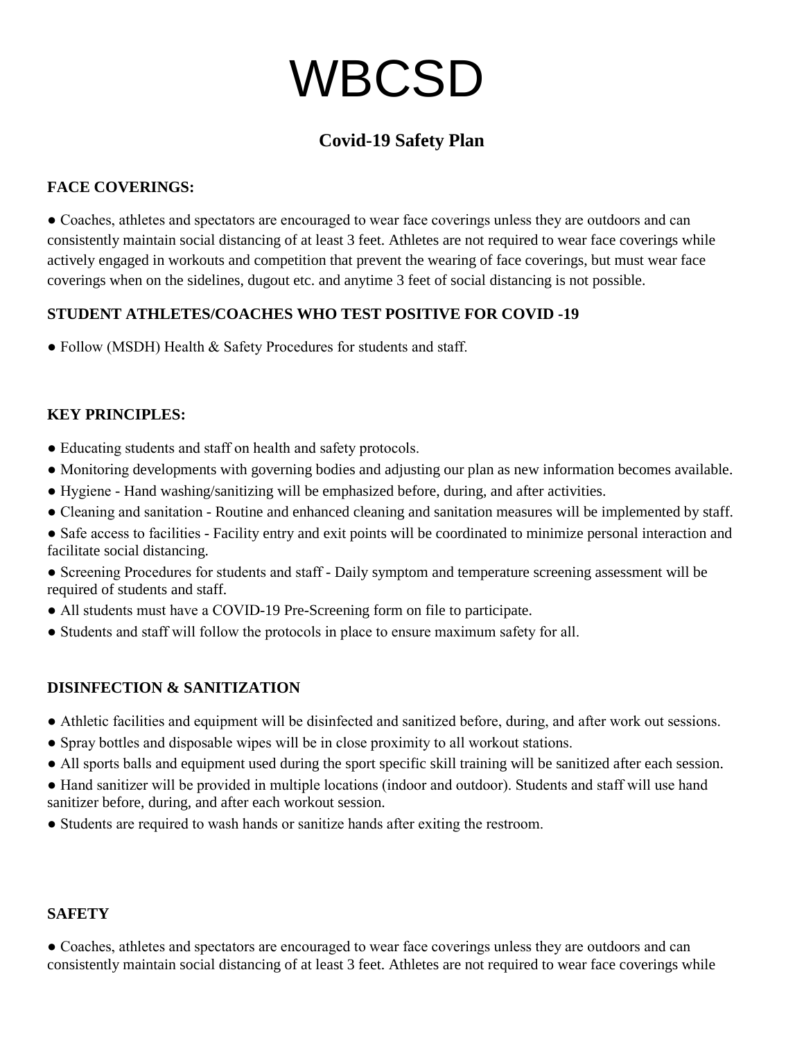# WBCSD

## Covid-19 Safety Plan

**FACE COVERINGS:**

- Coaches, athletes and spectators are encouraged to wear face coverings unless they are outdoors and can consistently maintain social distancing of at least 3 feet. Athletes are not required to wear face coverings while actively engaged in workouts and competition that prevent the wearing of face coverings, but must wear face coverings when on the sidelines, dugout etc. and anytime 3 feet of social distancing is not possible.

**STUDENT ATHLETES/COACHES WHO TEST POSITIVE FOR COVID -19**

- Follow (MSDH) Health & Safety Procedures for students and staff.

**KEY PRINCIPLES:**

- Educating students and staff on health and safety protocols.
- Monitoring developments with governing bodies and adjusting our plan as new information becomes available.
- Hygiene - Hand washing/sanitizing will be emphasized before, during, and after activities.
- Cleaning and sanitation - Routine and enhanced cleaning and sanitation measures will be implemented by staff.
- Safe access to facilities - Facility entry and exit points will be coordinated to minimize personal interaction and facilitate social distancing.
- Screening Procedures for students and staff - Daily symptom and temperature screening assessment will be required of students and staff.
- All students must have a COVID-19 Pre-Screening form on file to participate.
- Students and staff will follow the protocols in place to ensure maximum safety for all.

**DISINFECTION & SANITIZATION**

- Athletic facilities and equipment will be disinfected and sanitized before, during, and after work out sessions.
- Spray bottles and disposable wipes will be in close proximity to all workout stations.
- All sports balls and equipment used during the sport specific skill training will be sanitized after each session.
- Hand sanitizer will be provided in multiple locations (indoor and outdoor). Students and staff will use hand sanitizer before, during, and after each workout session.
- Students are required to wash hands or sanitize hands after exiting the restroom.

**SAFETY**

- Coaches, athletes and spectators are encouraged to wear face coverings unless they are outdoors and can consistently maintain social distancing of at least 3 feet. Athletes are not required to wear face coverings while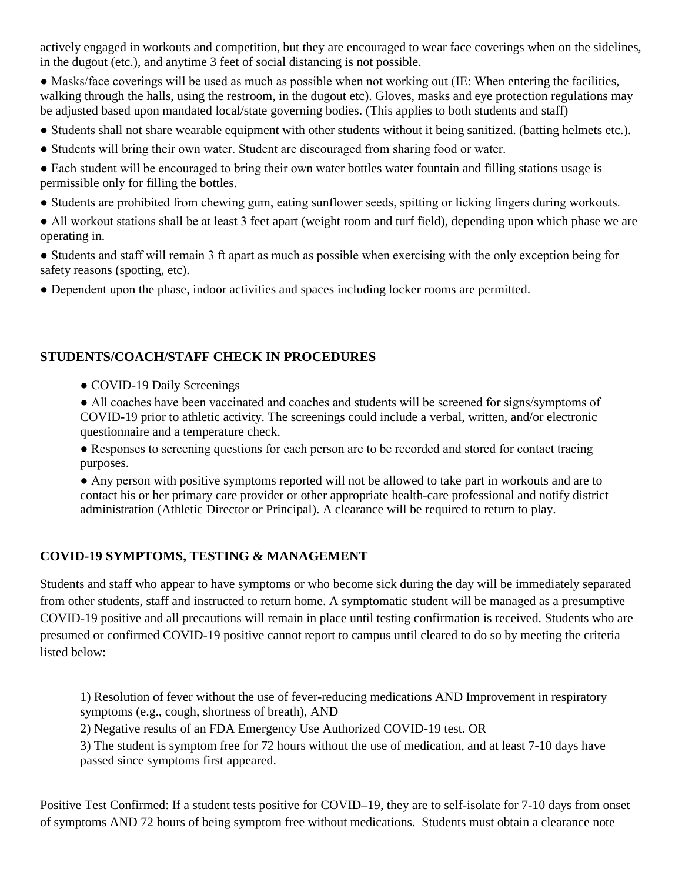actively engaged in workouts and competition, but they are encouraged to wear face coverings when on the sidelines, in the dugout (etc.), and anytime 3 feet of social distancing is not possible.

● Masks/face coverings will be used as much as possible when not working out (IE: When entering the facilities, walking through the halls, using the restroom, in the dugout etc). Gloves, masks and eye protection regulations may be adjusted based upon mandated local/state governing bodies. (This applies to both students and staff)

● Students shall not share wearable equipment with other students without it being sanitized. (batting helmets etc.).

● Students will bring their own water. Student are discouraged from sharing food or water.

● Each student will be encouraged to bring their own water bottles water fountain and filling stations usage is permissible only for filling the bottles.

● Students are prohibited from chewing gum, eating sunflower seeds, spitting or licking fingers during workouts.

● All workout stations shall be at least 3 feet apart (weight room and turf field), depending upon which phase we are operating in.

● Students and staff will remain 3 ft apart as much as possible when exercising with the only exception being for safety reasons (spotting, etc).

● Dependent upon the phase, indoor activities and spaces including locker rooms are permitted.

**STUDENTS/COACH/STAFF CHECK IN PROCEDURES**

● COVID-19 Daily Screenings

● All coaches have been vaccinated and coaches and students will be screened for signs/symptoms of COVID-19 prior to athletic activity. The screenings could include a verbal, written, and/or electronic questionnaire and a temperature check.

● Responses to screening questions for each person are to be recorded and stored for contact tracing purposes.

● Any person with positive symptoms reported will not be allowed to take part in workouts and are to contact his or her primary care provider or other appropriate health-care professional and notify district administration (Athletic Director or Principal). A clearance will be required to return to play.

**COVID-19 SYMPTOMS, TESTING & MANAGEMENT**

Students and staff who appear to have symptoms or who become sick during the day will be immediately separated from other students, staff and instructed to return home. A symptomatic student will be managed as a presumptive COVID-19 positive and all precautions will remain in place until testing confirmation is received. Students who are presumed or confirmed COVID-19 positive cannot report to campus until cleared to do so by meeting the criteria listed below:

1) Resolution of fever without the use of fever-reducing medications AND Improvement in respiratory symptoms (e.g., cough, shortness of breath), AND

2) Negative results of an FDA Emergency Use Authorized COVID-19 test. OR

3) The student is symptom free for 72 hours without the use of medication, and at least 7-10 days have passed since symptoms first appeared.

Positive Test Confirmed: If a student tests positive for COVID–19, they are to self-isolate for 7-10 days from onset of symptoms AND 72 hours of being symptom free without medications. Students must obtain a clearance note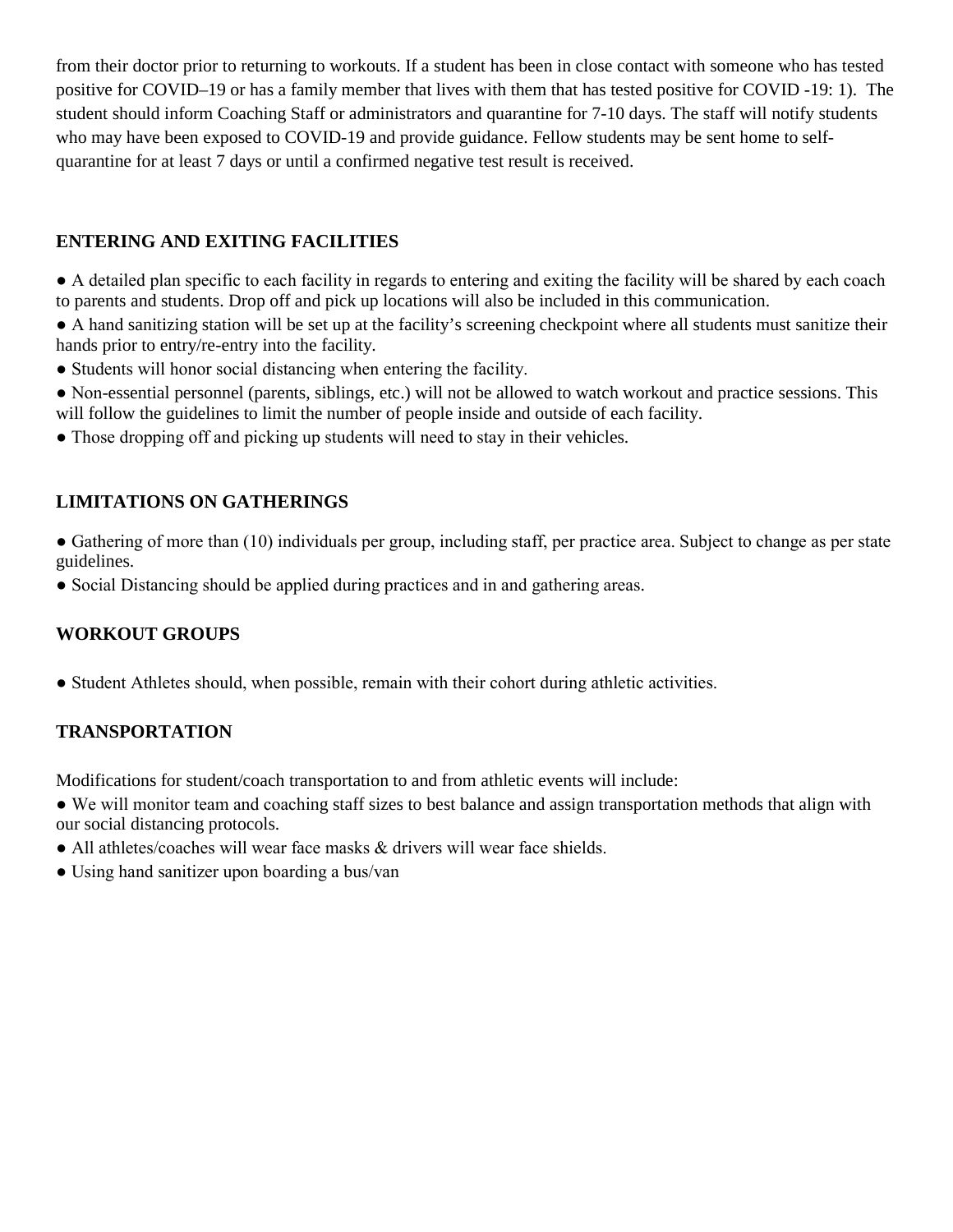from their doctor prior to returning to workouts. If a student has been in close contact with someone who has tested positive for COVID–19 or has a family member that lives with them that has tested positive for COVID -19: 1). The student should inform Coaching Staff or administrators and quarantine for 7-10 days. The staff will notify students who may have been exposed to COVID-19 and provide guidance. Fellow students may be sent home to self-quarantine for at least 7 days or until a confirmed negative test result is received.

## ENTERING AND EXITING FACILITIES

- A detailed plan specific to each facility in regards to entering and exiting the facility will be shared by each coach to parents and students. Drop off and pick up locations will also be included in this communication.
- A hand sanitizing station will be set up at the facility's screening checkpoint where all students must sanitize their hands prior to entry/re-entry into the facility.
- Students will honor social distancing when entering the facility.
- Non-essential personnel (parents, siblings, etc.) will not be allowed to watch workout and practice sessions. This will follow the guidelines to limit the number of people inside and outside of each facility.
- Those dropping off and picking up students will need to stay in their vehicles.

## LIMITATIONS ON GATHERINGS

- Gathering of more than (10) individuals per group, including staff, per practice area. Subject to change as per state guidelines.
- Social Distancing should be applied during practices and in and gathering areas.

## WORKOUT GROUPS

- Student Athletes should, when possible, remain with their cohort during athletic activities.

## TRANSPORTATION

Modifications for student/coach transportation to and from athletic events will include:

- We will monitor team and coaching staff sizes to best balance and assign transportation methods that align with our social distancing protocols.
- All athletes/coaches will wear face masks & drivers will wear face shields.
- Using hand sanitizer upon boarding a bus/van